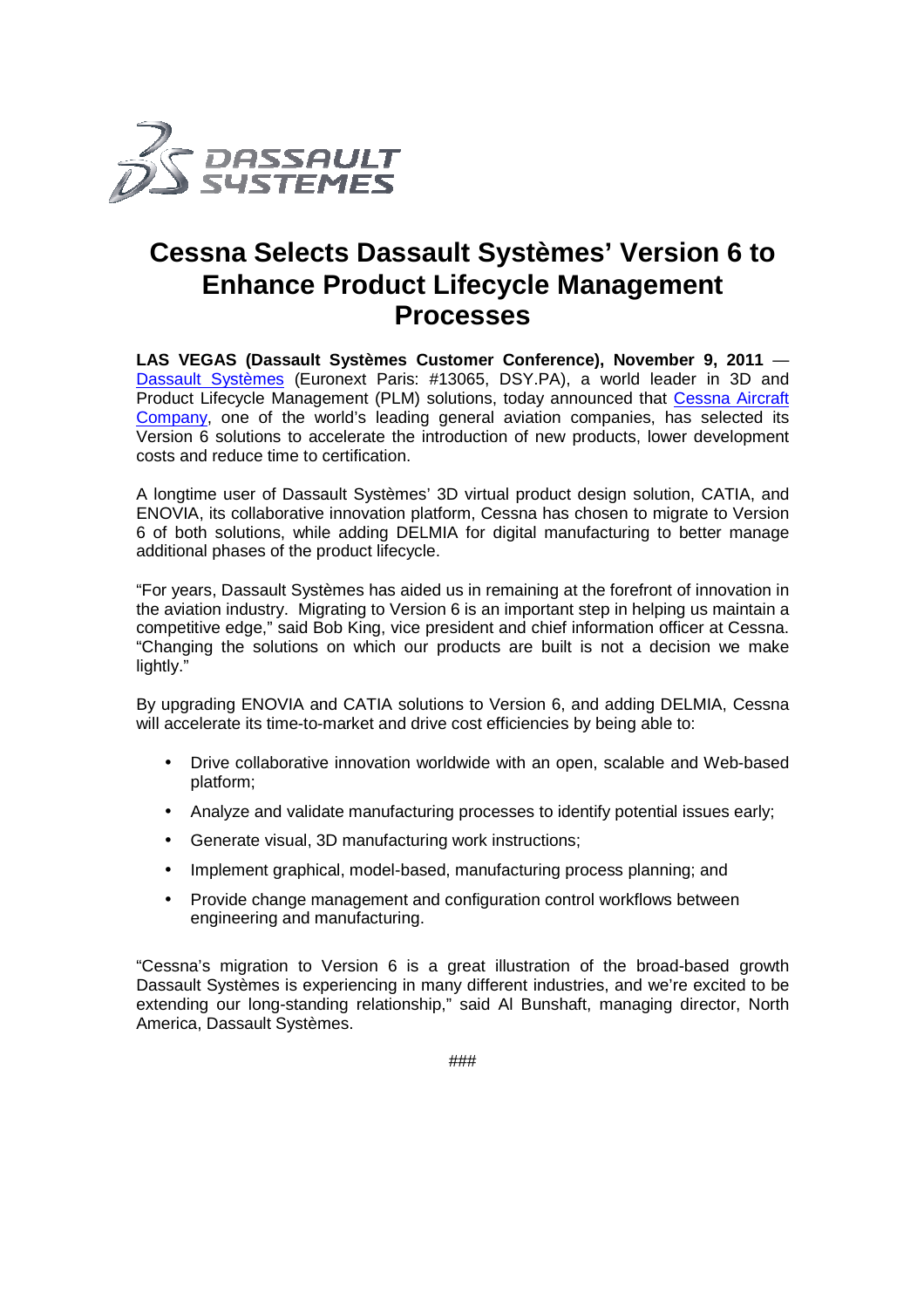# Cessna Selects Dassault Systèmes' Version 6 to Enhance Product Lifecycle Management Processes

**LAS VEGAS (Dassault Systèmes Customer Conference), November 9, 2011** — Dassault Systèmes (Euronext Paris: #13065, DSY.PA), a world leader in 3D and Product Lifecycle Management (PLM) solutions, today announced that Cessna Aircraft Company, one of the world's leading general aviation companies, has selected its Version 6 solutions to accelerate the introduction of new products, lower development costs and reduce time to certification.

A longtime user of Dassault Systèmes' 3D virtual product design solution, CATIA, and ENOVIA, its collaborative innovation platform, Cessna has chosen to migrate to Version 6 of both solutions, while adding DELMIA for digital manufacturing to better manage additional phases of the product lifecycle.

"For years, Dassault Systèmes has aided us in remaining at the forefront of innovation in the aviation industry. Migrating to Version 6 is an important step in helping us maintain a competitive edge," said Bob King, vice president and chief information officer at Cessna. "Changing the solutions on which our products are built is not a decision we make lightly."

By upgrading ENOVIA and CATIA solutions to Version 6, and adding DELMIA, Cessna will accelerate its time-to-market and drive cost efficiencies by being able to:

- Drive collaborative innovation worldwide with an open, scalable and Web-based platform;
- Analyze and validate manufacturing processes to identify potential issues early;
- Generate visual, 3D manufacturing work instructions;
- Implement graphical, model-based, manufacturing process planning; and
- Provide change management and configuration control workflows between engineering and manufacturing.

"Cessna's migration to Version 6 is a great illustration of the broad-based growth Dassault Systèmes is experiencing in many different industries, and we're excited to be extending our long-standing relationship," said Al Bunshaft, managing director, North America, Dassault Systèmes.

###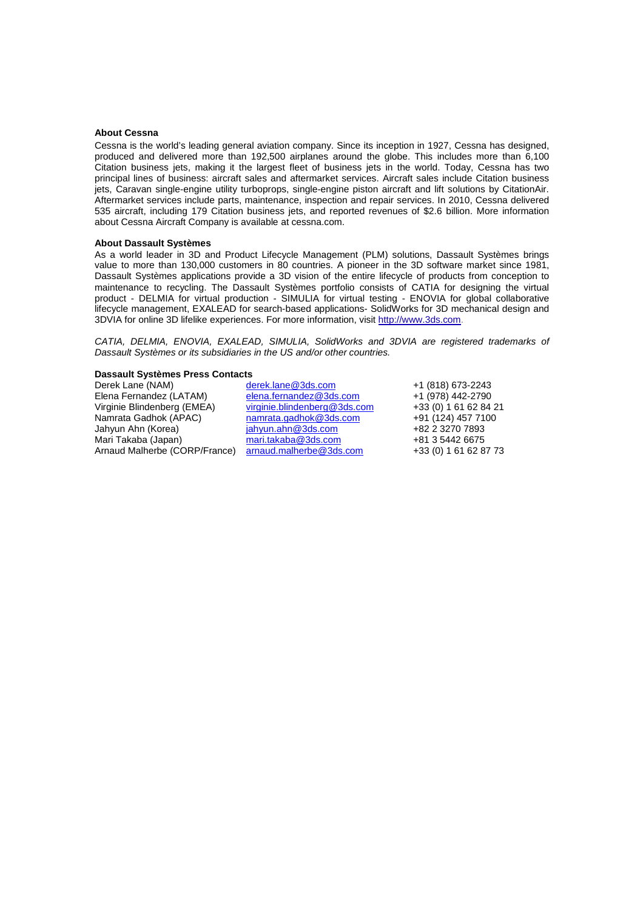**About Cessna**

Cessna is the world's leading general aviation company. Since its inception in 1927, Cessna has designed, produced and delivered more than 192,500 airplanes around the globe. This includes more than 6,100 Citation business jets, making it the largest fleet of business jets in the world. Today, Cessna has two principal lines of business: aircraft sales and aftermarket services. Aircraft sales include Citation business jets, Caravan single-engine utility turboprops, single-engine piston aircraft and lift solutions by CitationAir. Aftermarket services include parts, maintenance, inspection and repair services. In 2010, Cessna delivered 535 aircraft, including 179 Citation business jets, and reported revenues of $2.6 billion. More information about Cessna Aircraft Company is available at cessna.com.

**About Dassault Systèmes**

As a world leader in 3D and Product Lifecycle Management (PLM) solutions, Dassault Systèmes brings value to more than 130,000 customers in 80 countries. A pioneer in the 3D software market since 1981, Dassault Systèmes applications provide a 3D vision of the entire lifecycle of products from conception to maintenance to recycling. The Dassault Systèmes portfolio consists of CATIA for designing the virtual product - DELMIA for virtual production - SIMULIA for virtual testing - ENOVIA for global collaborative lifecycle management, EXALEAD for search-based applications- SolidWorks for 3D mechanical design and 3DVIA for online 3D lifelike experiences. For more information, visit http://www.3ds.com.

*CATIA, DELMIA, ENOVIA, EXALEAD, SIMULIA, SolidWorks and 3DVIA are registered trademarks of Dassault Systèmes or its subsidiaries in the US and/or other countries.*

**Dassault Systèmes Press Contacts**

| | | |
|---|---|---|
| Derek Lane (NAM) | derek.lane@3ds.com | +1 (818) 673-2243 |
| Elena Fernandez (LATAM) | elena.fernandez@3ds.com | +1 (978) 442-2790 |
| Virginie Blindenberg (EMEA) | virginie.blindenberg@3ds.com | +33 (0) 1 61 62 84 21 |
| Namrata Gadhok (APAC) | namrata.gadhok@3ds.com | +91 (124) 457 7100 |
| Jahyun Ahn (Korea) | jahyun.ahn@3ds.com | +82 2 3270 7893 |
| Mari Takaba (Japan) | mari.takaba@3ds.com | +81 3 5442 6675 |
| Arnaud Malherbe (CORP/France) | arnaud.malherbe@3ds.com | +33 (0) 1 61 62 87 73 |